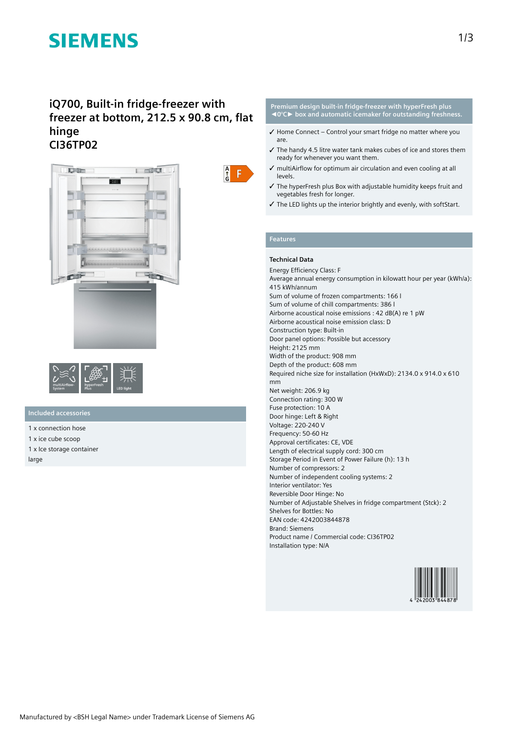SIEMENS

# iQ700, Built-in fridge-freezer with freezer at bottom, 212.5 x 90.8 cm, flat hinge
# CI36TP02

multiAirflow-System | hyperFresh Plus | LED light

## Included accessories

1 x connection hose

1 x ice cube scoop

1 x Ice storage container large

## Premium design built-in fridge-freezer with hyperFresh plus ◄0°C► box and automatic icemaker for outstanding freshness.

- ✓ Home Connect – Control your smart fridge no matter where you are.
- ✓ The handy 4.5 litre water tank makes cubes of ice and stores them ready for whenever you want them.
- ✓ multiAirflow for optimum air circulation and even cooling at all levels.
- ✓ The hyperFresh plus Box with adjustable humidity keeps fruit and vegetables fresh for longer.
- ✓ The LED lights up the interior brightly and evenly, with softStart.

## Features

### Technical Data

Energy Efficiency Class: F
Average annual energy consumption in kilowatt hour per year (kWh/a): 415 kWh/annum
Sum of volume of frozen compartments: 166 l
Sum of volume of chill compartments: 386 l
Airborne acoustical noise emissions : 42 dB(A) re 1 pW
Airborne acoustical noise emission class: D
Construction type: Built-in
Door panel options: Possible but accessory
Height: 2125 mm
Width of the product: 908 mm
Depth of the product: 608 mm
Required niche size for installation (HxWxD): 2134.0 x 914.0 x 610 mm
Net weight: 206.9 kg
Connection rating: 300 W
Fuse protection: 10 A
Door hinge: Left & Right
Voltage: 220-240 V
Frequency: 50-60 Hz
Approval certificates: CE, VDE
Length of electrical supply cord: 300 cm
Storage Period in Event of Power Failure (h): 13 h
Number of compressors: 2
Number of independent cooling systems: 2
Interior ventilator: Yes
Reversible Door Hinge: No
Number of Adjustable Shelves in fridge compartment (Stck): 2
Shelves for Bottles: No
EAN code: 4242003844878
Brand: Siemens
Product name / Commercial code: CI36TP02
Installation type: N/A

Manufactured by <BSH Legal Name> under Trademark License of Siemens AG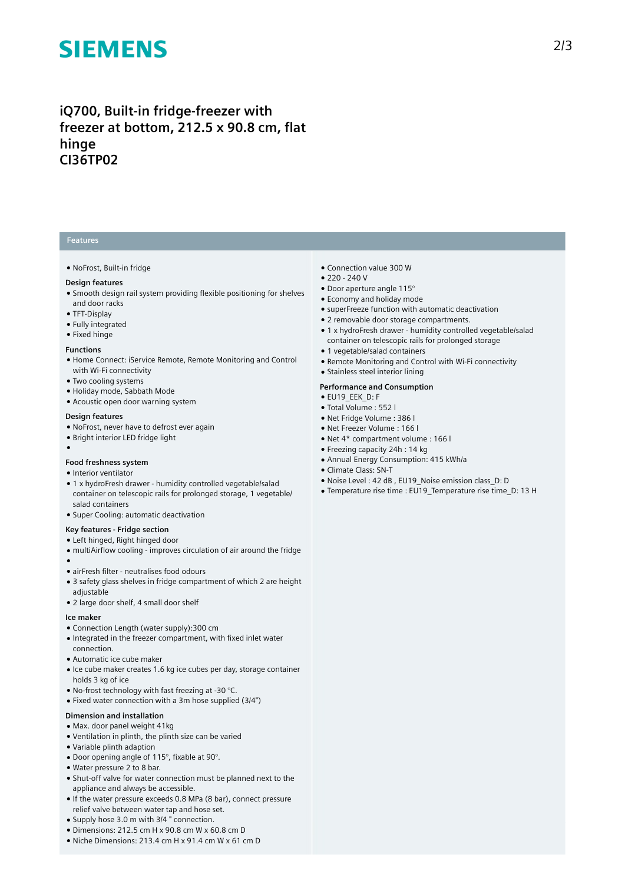# iQ700, Built-in fridge-freezer with freezer at bottom, 212.5 x 90.8 cm, flat hinge
# CI36TP02

## Features

- NoFrost, Built-in fridge

**Design features**

- Smooth design rail system providing flexible positioning for shelves and door racks
- TFT-Display
- Fully integrated
- Fixed hinge

**Functions**

- Home Connect: iService Remote, Remote Monitoring and Control with Wi-Fi connectivity
- Two cooling systems
- Holiday mode, Sabbath Mode
- Acoustic open door warning system

**Design features**

- NoFrost, never have to defrost ever again
- Bright interior LED fridge light
- 

**Food freshness system**

- Interior ventilator
- 1 x hydroFresh drawer - humidity controlled vegetable/salad container on telescopic rails for prolonged storage, 1 vegetable/salad containers
- Super Cooling: automatic deactivation

**Key features - Fridge section**

- Left hinged, Right hinged door
- multiAirflow cooling - improves circulation of air around the fridge
- 
- airFresh filter - neutralises food odours
- 3 safety glass shelves in fridge compartment of which 2 are height adjustable
- 2 large door shelf, 4 small door shelf

**Ice maker**

- Connection Length (water supply):300 cm
- Integrated in the freezer compartment, with fixed inlet water connection.
- Automatic ice cube maker
- Ice cube maker creates 1.6 kg ice cubes per day, storage container holds 3 kg of ice
- No-frost technology with fast freezing at -30 °C.
- Fixed water connection with a 3m hose supplied (3/4")

**Dimension and installation**

- Max. door panel weight 41kg
- Ventilation in plinth, the plinth size can be varied
- Variable plinth adaption
- Door opening angle of 115°, fixable at 90°.
- Water pressure 2 to 8 bar.
- Shut-off valve for water connection must be planned next to the appliance and always be accessible.
- If the water pressure exceeds 0.8 MPa (8 bar), connect pressure relief valve between water tap and hose set.
- Supply hose 3.0 m with 3/4 " connection.
- Dimensions: 212.5 cm H x 90.8 cm W x 60.8 cm D
- Niche Dimensions: 213.4 cm H x 91.4 cm W x 61 cm D

- Connection value 300 W
- 220 - 240 V
- Door aperture angle 115°
- Economy and holiday mode
- superFreeze function with automatic deactivation
- 2 removable door storage compartments.
- 1 x hydroFresh drawer - humidity controlled vegetable/salad container on telescopic rails for prolonged storage
- 1 vegetable/salad containers
- Remote Monitoring and Control with Wi-Fi connectivity
- Stainless steel interior lining

**Performance and Consumption**

- EU19_EEK_D: F
- Total Volume : 552 l
- Net Fridge Volume : 386 l
- Net Freezer Volume : 166 l
- Net 4* compartment volume : 166 l
- Freezing capacity 24h : 14 kg
- Annual Energy Consumption: 415 kWh/a
- Climate Class: SN-T
- Noise Level : 42 dB , EU19_Noise emission class_D: D
- Temperature rise time : EU19_Temperature rise time_D: 13 H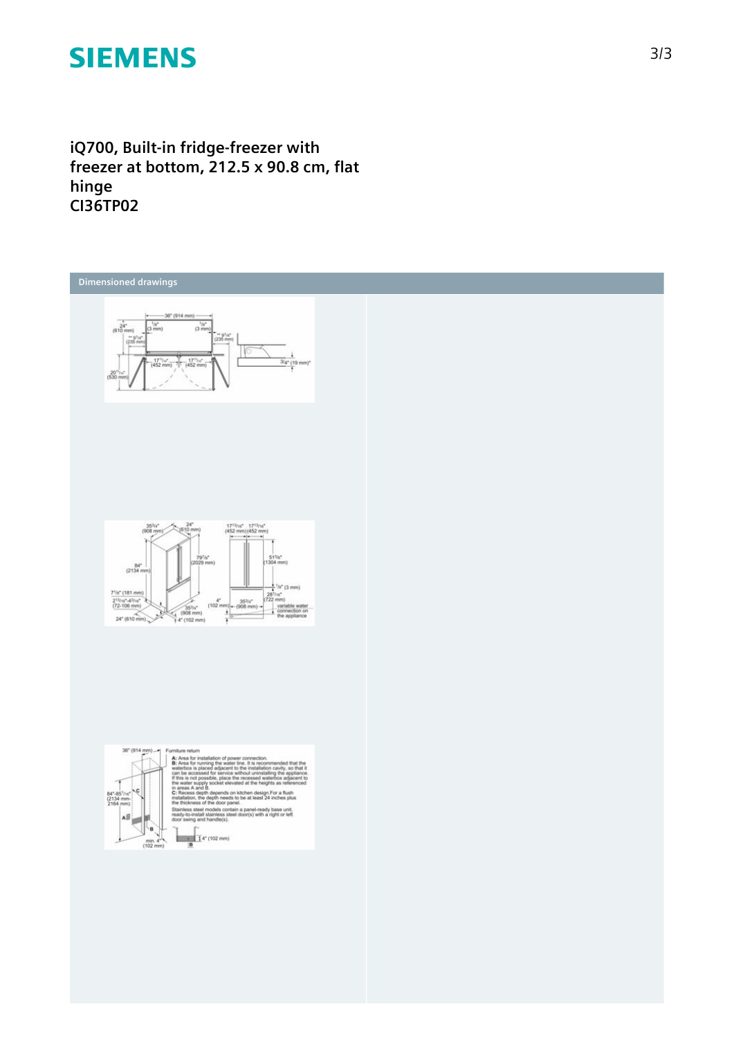# iQ700, Built-in fridge-freezer with freezer at bottom, 212.5 x 90.8 cm, flat hinge
# CI36TP02

## Dimensioned drawings

36" (914 mm)
24" (610 mm)
1/8" (3 mm)
1/8" (3 mm)
9 1/4" (235 mm)
9 1/4" (235 mm)
17 13/16" (452 mm)
17 13/16" (452 mm)
20 7/8" (530 mm)
3/4" (19 mm)*

35 3/4" (908 mm)
24" (610 mm)
84" (2134 mm)
79 7/8" (2029 mm)
7 1/8" (181 mm)
2 13/16"-4 3/16" (72-106 mm)
35 3/4" (908 mm)
24" (610 mm)
4" (102 mm)
17 13/16" (452 mm)
17 13/16" (452 mm)
51 3/8" (1304 mm)
1/8" (3 mm)
28 7/16" (722 mm)
4" (102 mm)
35 3/4" (908 mm)
variable water connection on the appliance

36" (914 mm)
Furniture return
84"-85 3/16" (2134 mm-2164 mm)
min. 4" (102 mm)
4" (102 mm)

A: Area for installation of power connection.
B: Area for running the water line. It is recommended that the waterbox is placed adjacent to the installation cavity, so that it can be accessed for service without uninstalling the appliance. If this is not possible, place the recessed waterbox adjacent to the water supply socket elevated at the heights as referenced in areas A and B.
C: Recess depth depends on kitchen design For a flush installation, the depth needs to be at least 24 inches plus the thickness of the door panel.
Stainless steel models contain a panel-ready base unit, ready-to-install stainless steel door(s) with a right or left door swing and handle(s).